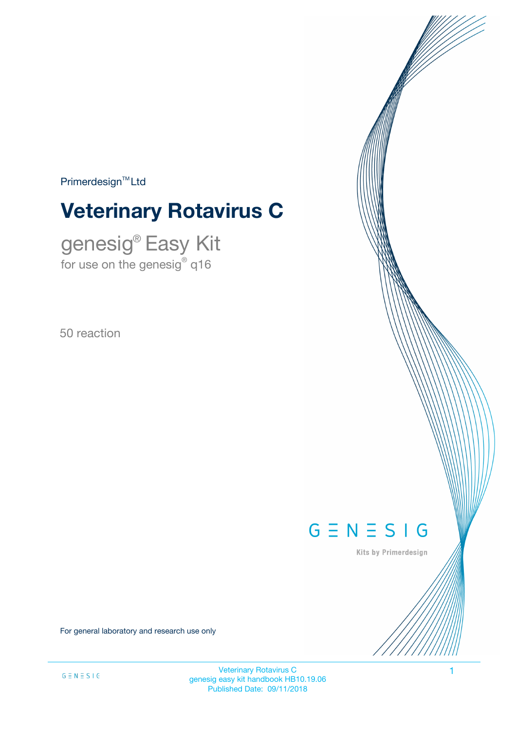Primerdesign™ Ltd

# Veterinary Rotavirus C

## genesig® Easy Kit

for use on the genesig® q16

50 reaction

GENESIG

Kits by Primerdesign

For general laboratory and research use only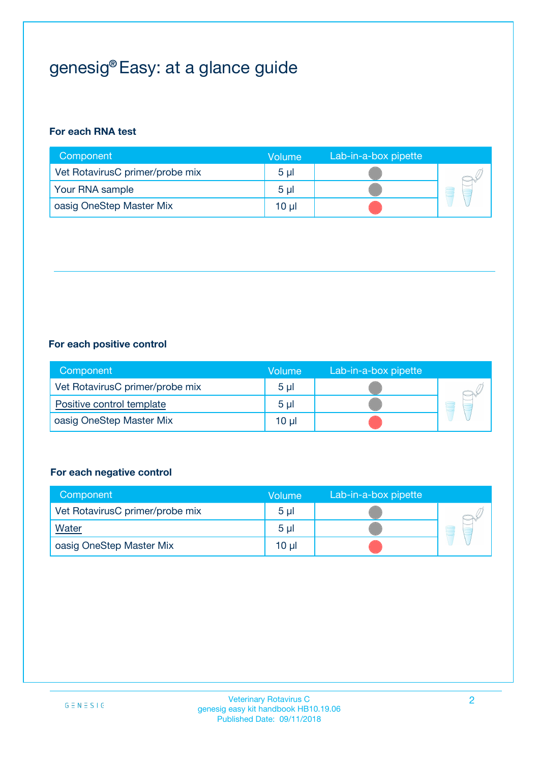# genesig® Easy: at a glance guide

**For each RNA test**

| Component | Volume | Lab-in-a-box pipette |
|---|---|---|
| Vet RotavirusC primer/probe mix | 5 µl | |
| Your RNA sample | 5 µl | |
| oasig OneStep Master Mix | 10 µl | |

**For each positive control**

| Component | Volume | Lab-in-a-box pipette |
|---|---|---|
| Vet RotavirusC primer/probe mix | 5 µl | |
| Positive control template | 5 µl | |
| oasig OneStep Master Mix | 10 µl | |

**For each negative control**

| Component | Volume | Lab-in-a-box pipette |
|---|---|---|
| Vet RotavirusC primer/probe mix | 5 µl | |
| Water | 5 µl | |
| oasig OneStep Master Mix | 10 µl | |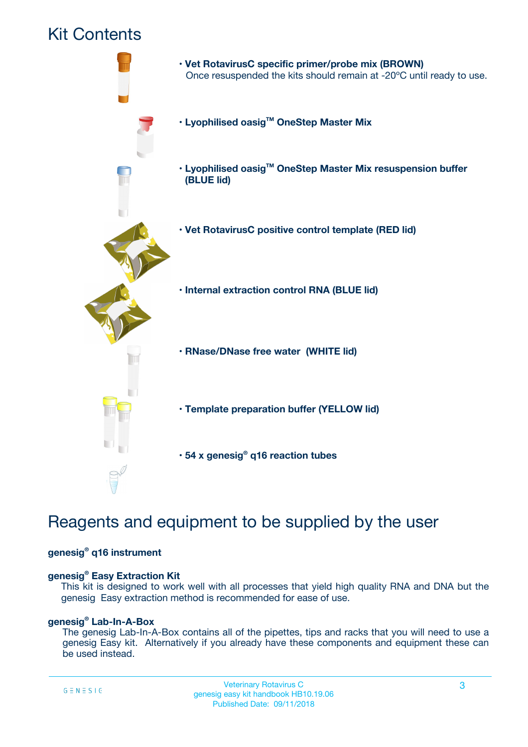# Kit Contents

- **Vet RotavirusC specific primer/probe mix (BROWN)**
  Once resuspended the kits should remain at -20ºC until ready to use.
- **Lyophilised oasig™ OneStep Master Mix**
- **Lyophilised oasig™ OneStep Master Mix resuspension buffer (BLUE lid)**
- **Vet RotavirusC positive control template (RED lid)**
- **Internal extraction control RNA (BLUE lid)**
- **RNase/DNase free water (WHITE lid)**
- **Template preparation buffer (YELLOW lid)**
- **54 x genesig® q16 reaction tubes**

# Reagents and equipment to be supplied by the user

**genesig® q16 instrument**

**genesig® Easy Extraction Kit**

This kit is designed to work well with all processes that yield high quality RNA and DNA but the genesig Easy extraction method is recommended for ease of use.

**genesig® Lab-In-A-Box**

The genesig Lab-In-A-Box contains all of the pipettes, tips and racks that you will need to use a genesig Easy kit. Alternatively if you already have these components and equipment these can be used instead.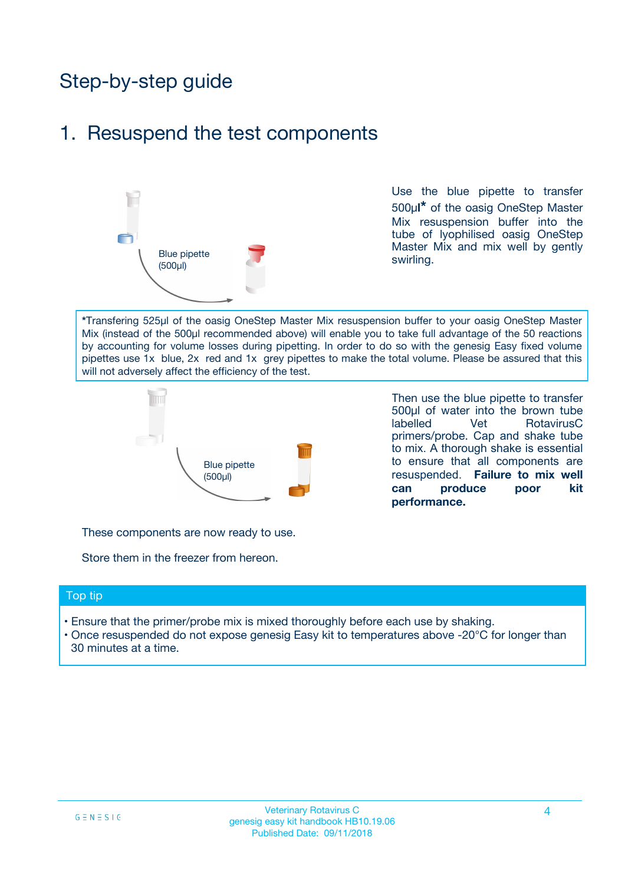# Step-by-step guide

## 1. Resuspend the test components

Blue pipette (500µl)

Use the blue pipette to transfer 500µl* of the oasig OneStep Master Mix resuspension buffer into the tube of lyophilised oasig OneStep Master Mix and mix well by gently swirling.

*Transfering 525µl of the oasig OneStep Master Mix resuspension buffer to your oasig OneStep Master Mix (instead of the 500µl recommended above) will enable you to take full advantage of the 50 reactions by accounting for volume losses during pipetting. In order to do so with the genesig Easy fixed volume pipettes use 1x blue, 2x red and 1x grey pipettes to make the total volume. Please be assured that this will not adversely affect the efficiency of the test.

Blue pipette (500µl)

Then use the blue pipette to transfer 500µl of water into the brown tube labelled Vet RotavirusC primers/probe. Cap and shake tube to mix. A thorough shake is essential to ensure that all components are resuspended. **Failure to mix well can produce poor kit performance.**

These components are now ready to use.

Store them in the freezer from hereon.

### Top tip

- Ensure that the primer/probe mix is mixed thoroughly before each use by shaking.
- Once resuspended do not expose genesig Easy kit to temperatures above -20°C for longer than 30 minutes at a time.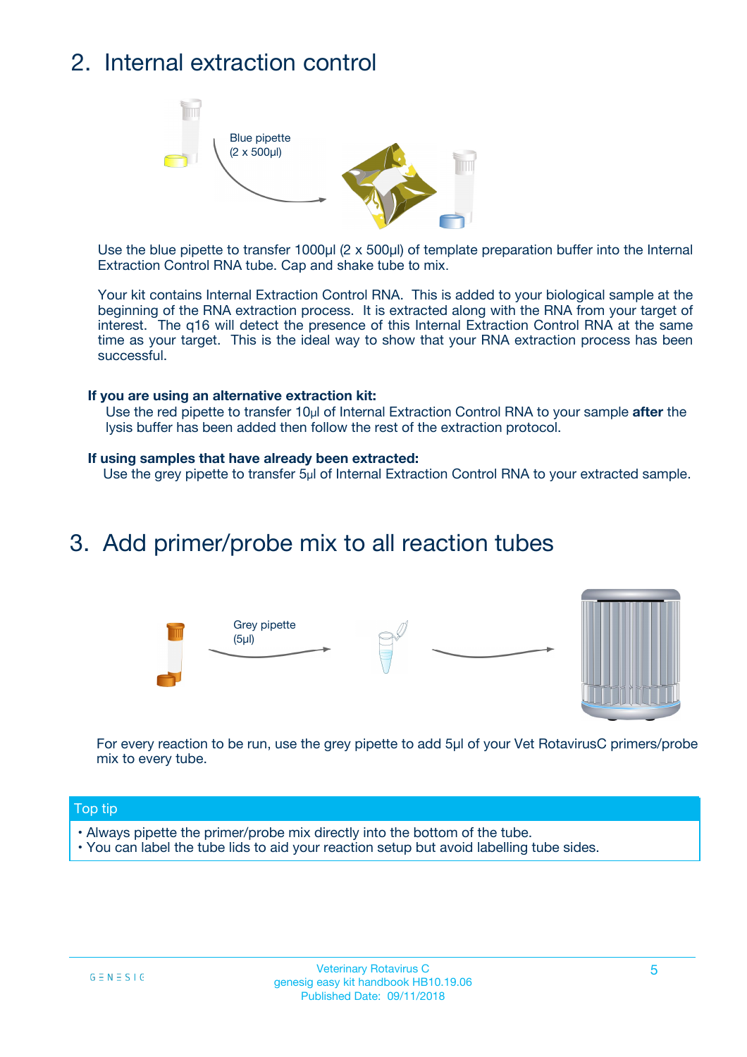## 2. Internal extraction control

Blue pipette
(2 x 500µl)

Use the blue pipette to transfer 1000µl (2 x 500µl) of template preparation buffer into the Internal Extraction Control RNA tube. Cap and shake tube to mix.

Your kit contains Internal Extraction Control RNA. This is added to your biological sample at the beginning of the RNA extraction process. It is extracted along with the RNA from your target of interest. The q16 will detect the presence of this Internal Extraction Control RNA at the same time as your target. This is the ideal way to show that your RNA extraction process has been successful.

**If you are using an alternative extraction kit:**
Use the red pipette to transfer 10µl of Internal Extraction Control RNA to your sample **after** the lysis buffer has been added then follow the rest of the extraction protocol.

**If using samples that have already been extracted:**
Use the grey pipette to transfer 5µl of Internal Extraction Control RNA to your extracted sample.

## 3. Add primer/probe mix to all reaction tubes

Grey pipette
(5µl)

For every reaction to be run, use the grey pipette to add 5µl of your Vet RotavirusC primers/probe mix to every tube.

**Top tip**

- Always pipette the primer/probe mix directly into the bottom of the tube.
- You can label the tube lids to aid your reaction setup but avoid labelling tube sides.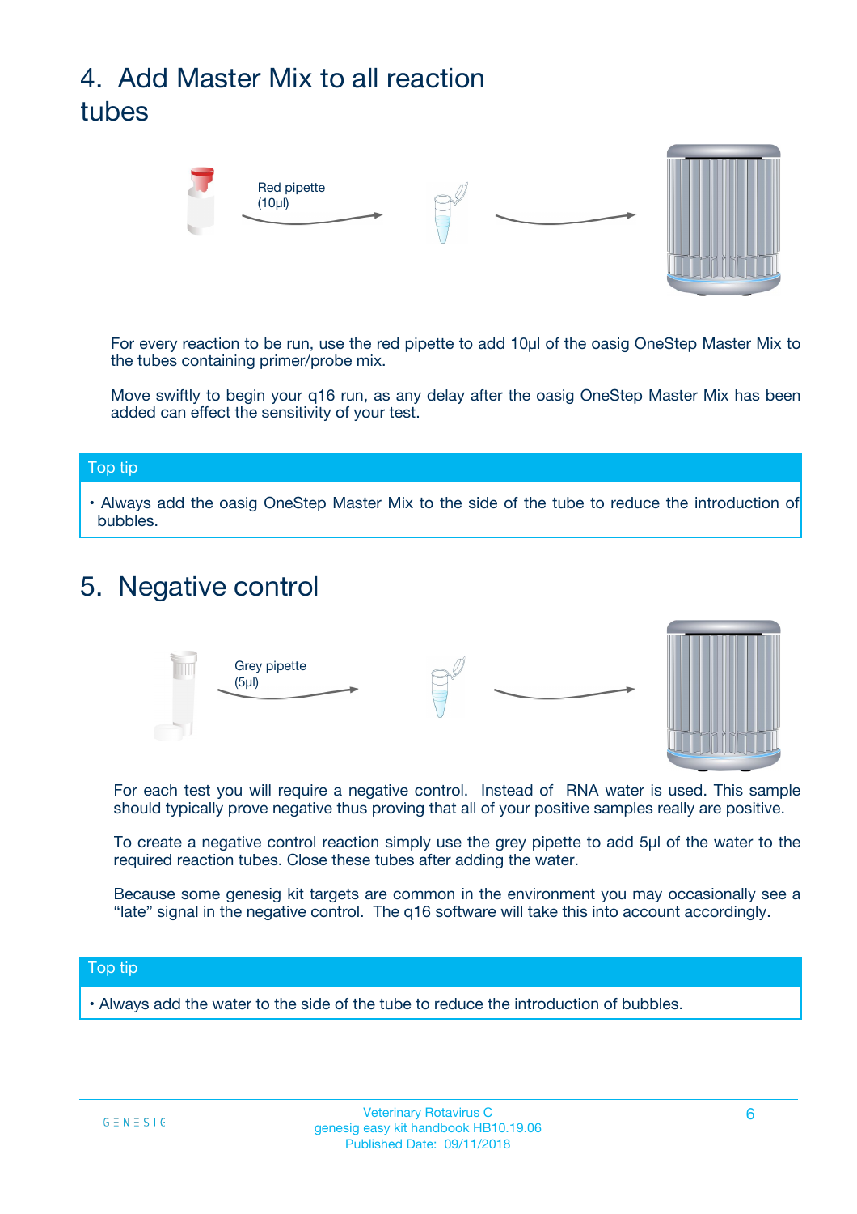## 4. Add Master Mix to all reaction tubes

Red pipette (10µl)

For every reaction to be run, use the red pipette to add 10µl of the oasig OneStep Master Mix to the tubes containing primer/probe mix.

Move swiftly to begin your q16 run, as any delay after the oasig OneStep Master Mix has been added can effect the sensitivity of your test.

**Top tip**

- Always add the oasig OneStep Master Mix to the side of the tube to reduce the introduction of bubbles.

## 5. Negative control

Grey pipette (5µl)

For each test you will require a negative control. Instead of RNA water is used. This sample should typically prove negative thus proving that all of your positive samples really are positive.

To create a negative control reaction simply use the grey pipette to add 5µl of the water to the required reaction tubes. Close these tubes after adding the water.

Because some genesig kit targets are common in the environment you may occasionally see a "late" signal in the negative control. The q16 software will take this into account accordingly.

**Top tip**

- Always add the water to the side of the tube to reduce the introduction of bubbles.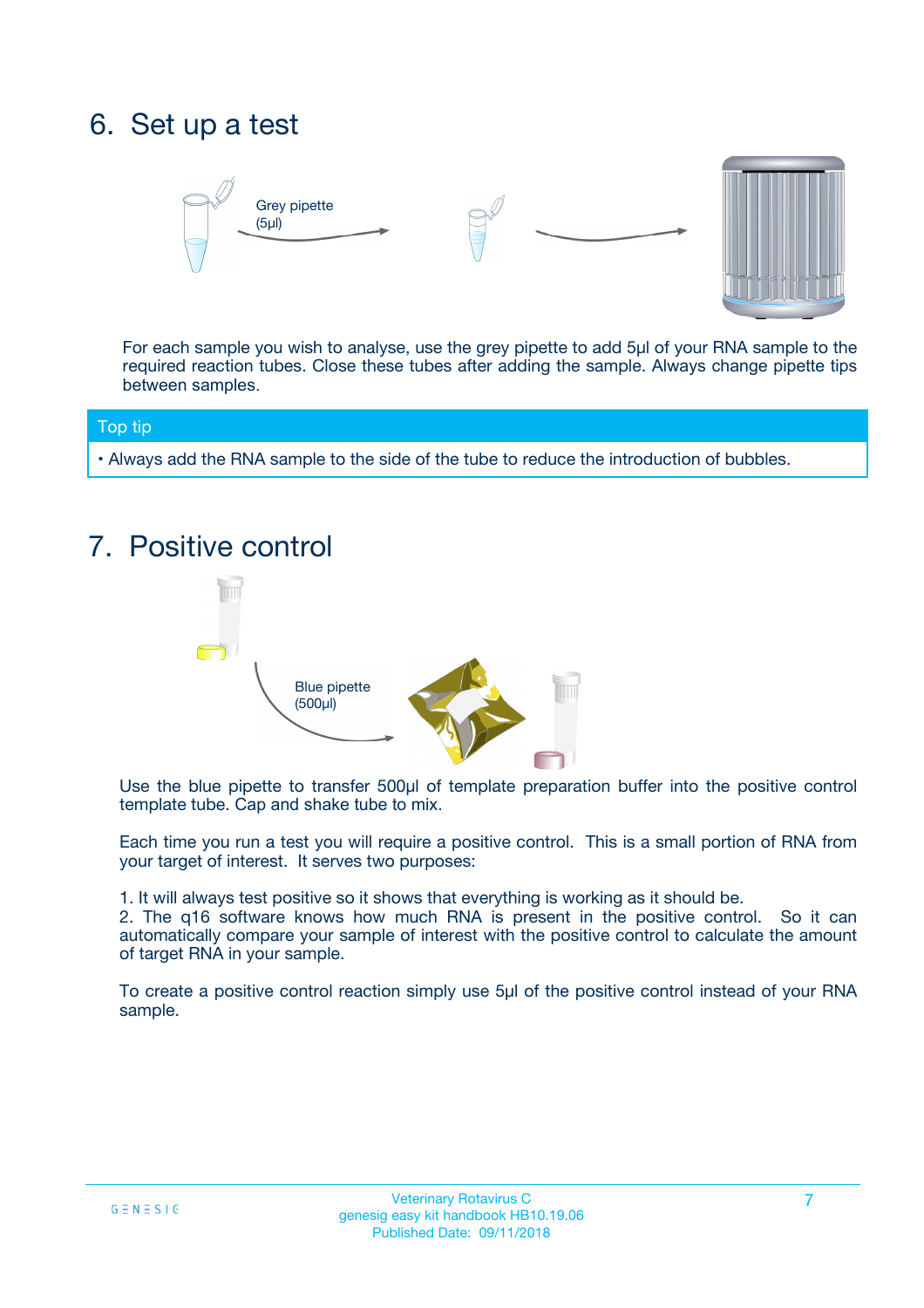## 6. Set up a test

Grey pipette (5µl)

For each sample you wish to analyse, use the grey pipette to add 5µl of your RNA sample to the required reaction tubes. Close these tubes after adding the sample. Always change pipette tips between samples.

**Top tip**

- Always add the RNA sample to the side of the tube to reduce the introduction of bubbles.

## 7. Positive control

Blue pipette (500µl)

Use the blue pipette to transfer 500µl of template preparation buffer into the positive control template tube. Cap and shake tube to mix.

Each time you run a test you will require a positive control. This is a small portion of RNA from your target of interest. It serves two purposes:

1. It will always test positive so it shows that everything is working as it should be.
2. The q16 software knows how much RNA is present in the positive control. So it can automatically compare your sample of interest with the positive control to calculate the amount of target RNA in your sample.

To create a positive control reaction simply use 5µl of the positive control instead of your RNA sample.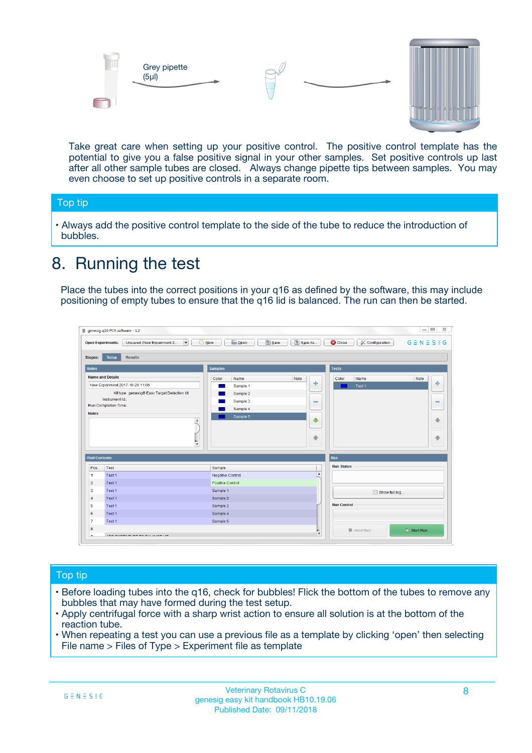Grey pipette (5µl)

Take great care when setting up your positive control. The positive control template has the potential to give you a false positive signal in your other samples. Set positive controls up last after all other sample tubes are closed. Always change pipette tips between samples. You may even choose to set up positive controls in a separate room.

## Top tip

- Always add the positive control template to the side of the tube to reduce the introduction of bubbles.

# 8. Running the test

Place the tubes into the correct positions in your q16 as defined by the software, this may include positioning of empty tubes to ensure that the q16 lid is balanced. The run can then be started.

## Top tip

- Before loading tubes into the q16, check for bubbles! Flick the bottom of the tubes to remove any bubbles that may have formed during the test setup.
- Apply centrifugal force with a sharp wrist action to ensure all solution is at the bottom of the reaction tube.
- When repeating a test you can use a previous file as a template by clicking 'open' then selecting File name > Files of Type > Experiment file as template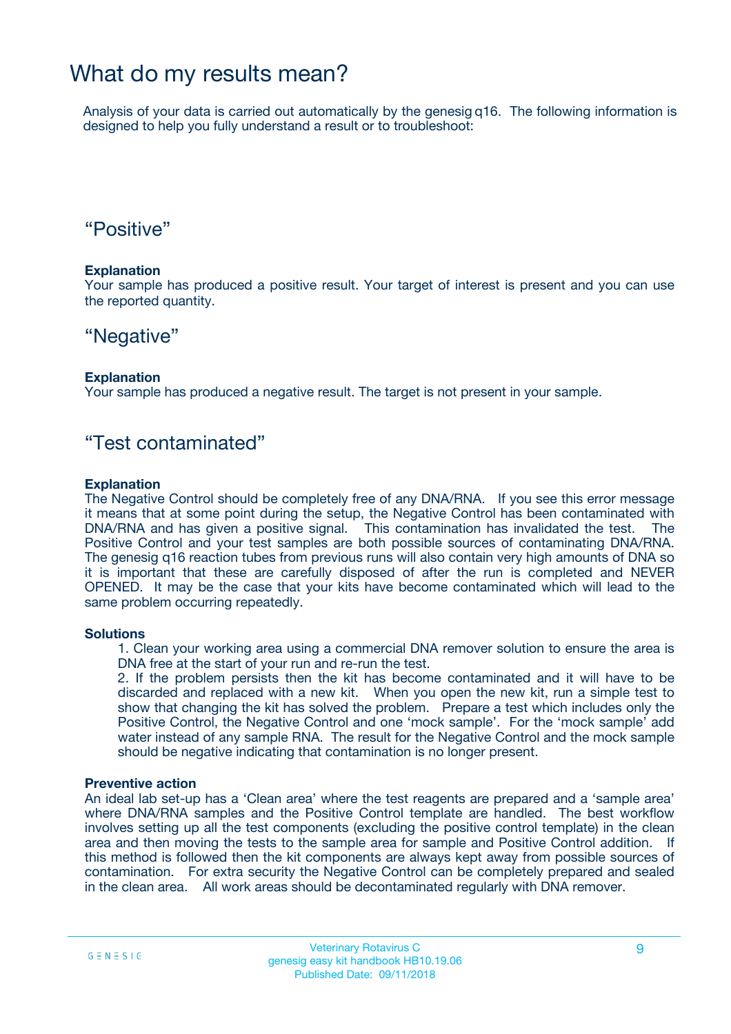# What do my results mean?

Analysis of your data is carried out automatically by the genesig q16. The following information is designed to help you fully understand a result or to troubleshoot:

## “Positive”

**Explanation**

Your sample has produced a positive result. Your target of interest is present and you can use the reported quantity.

## “Negative”

**Explanation**

Your sample has produced a negative result. The target is not present in your sample.

## “Test contaminated”

**Explanation**

The Negative Control should be completely free of any DNA/RNA. If you see this error message it means that at some point during the setup, the Negative Control has been contaminated with DNA/RNA and has given a positive signal. This contamination has invalidated the test. The Positive Control and your test samples are both possible sources of contaminating DNA/RNA. The genesig q16 reaction tubes from previous runs will also contain very high amounts of DNA so it is important that these are carefully disposed of after the run is completed and NEVER OPENED. It may be the case that your kits have become contaminated which will lead to the same problem occurring repeatedly.

**Solutions**

1. Clean your working area using a commercial DNA remover solution to ensure the area is DNA free at the start of your run and re-run the test.
2. If the problem persists then the kit has become contaminated and it will have to be discarded and replaced with a new kit. When you open the new kit, run a simple test to show that changing the kit has solved the problem. Prepare a test which includes only the Positive Control, the Negative Control and one ‘mock sample’. For the ‘mock sample’ add water instead of any sample RNA. The result for the Negative Control and the mock sample should be negative indicating that contamination is no longer present.

**Preventive action**

An ideal lab set-up has a ‘Clean area’ where the test reagents are prepared and a ‘sample area’ where DNA/RNA samples and the Positive Control template are handled. The best workflow involves setting up all the test components (excluding the positive control template) in the clean area and then moving the tests to the sample area for sample and Positive Control addition. If this method is followed then the kit components are always kept away from possible sources of contamination. For extra security the Negative Control can be completely prepared and sealed in the clean area. All work areas should be decontaminated regularly with DNA remover.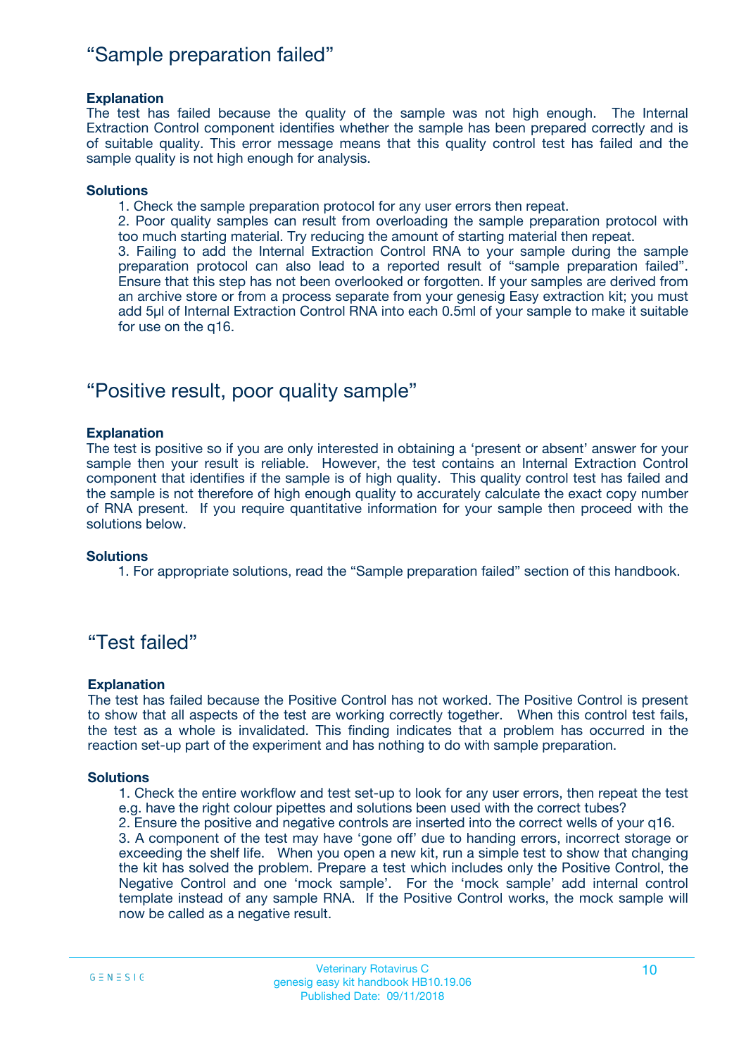## "Sample preparation failed"

**Explanation**

The test has failed because the quality of the sample was not high enough. The Internal Extraction Control component identifies whether the sample has been prepared correctly and is of suitable quality. This error message means that this quality control test has failed and the sample quality is not high enough for analysis.

**Solutions**

1. Check the sample preparation protocol for any user errors then repeat.
2. Poor quality samples can result from overloading the sample preparation protocol with too much starting material. Try reducing the amount of starting material then repeat.
3. Failing to add the Internal Extraction Control RNA to your sample during the sample preparation protocol can also lead to a reported result of "sample preparation failed". Ensure that this step has not been overlooked or forgotten. If your samples are derived from an archive store or from a process separate from your genesig Easy extraction kit; you must add 5µl of Internal Extraction Control RNA into each 0.5ml of your sample to make it suitable for use on the q16.

## "Positive result, poor quality sample"

**Explanation**

The test is positive so if you are only interested in obtaining a 'present or absent' answer for your sample then your result is reliable. However, the test contains an Internal Extraction Control component that identifies if the sample is of high quality. This quality control test has failed and the sample is not therefore of high enough quality to accurately calculate the exact copy number of RNA present. If you require quantitative information for your sample then proceed with the solutions below.

**Solutions**

1. For appropriate solutions, read the "Sample preparation failed" section of this handbook.

## "Test failed"

**Explanation**

The test has failed because the Positive Control has not worked. The Positive Control is present to show that all aspects of the test are working correctly together. When this control test fails, the test as a whole is invalidated. This finding indicates that a problem has occurred in the reaction set-up part of the experiment and has nothing to do with sample preparation.

**Solutions**

1. Check the entire workflow and test set-up to look for any user errors, then repeat the test e.g. have the right colour pipettes and solutions been used with the correct tubes?
2. Ensure the positive and negative controls are inserted into the correct wells of your q16.
3. A component of the test may have 'gone off' due to handing errors, incorrect storage or exceeding the shelf life. When you open a new kit, run a simple test to show that changing the kit has solved the problem. Prepare a test which includes only the Positive Control, the Negative Control and one 'mock sample'. For the 'mock sample' add internal control template instead of any sample RNA. If the Positive Control works, the mock sample will now be called as a negative result.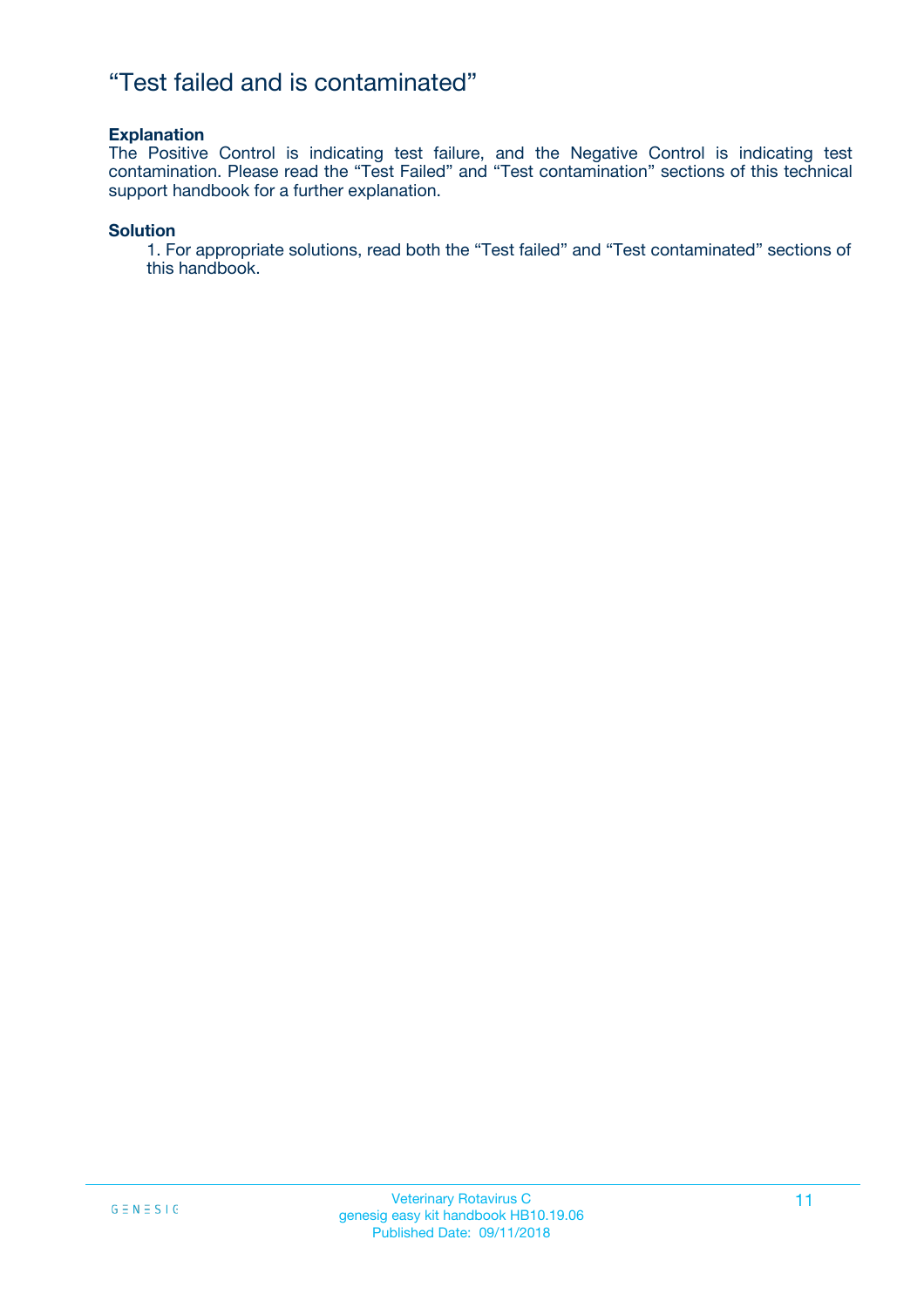## “Test failed and is contaminated”

**Explanation**

The Positive Control is indicating test failure, and the Negative Control is indicating test contamination. Please read the “Test Failed” and “Test contamination” sections of this technical support handbook for a further explanation.

**Solution**

1. For appropriate solutions, read both the “Test failed” and “Test contaminated” sections of this handbook.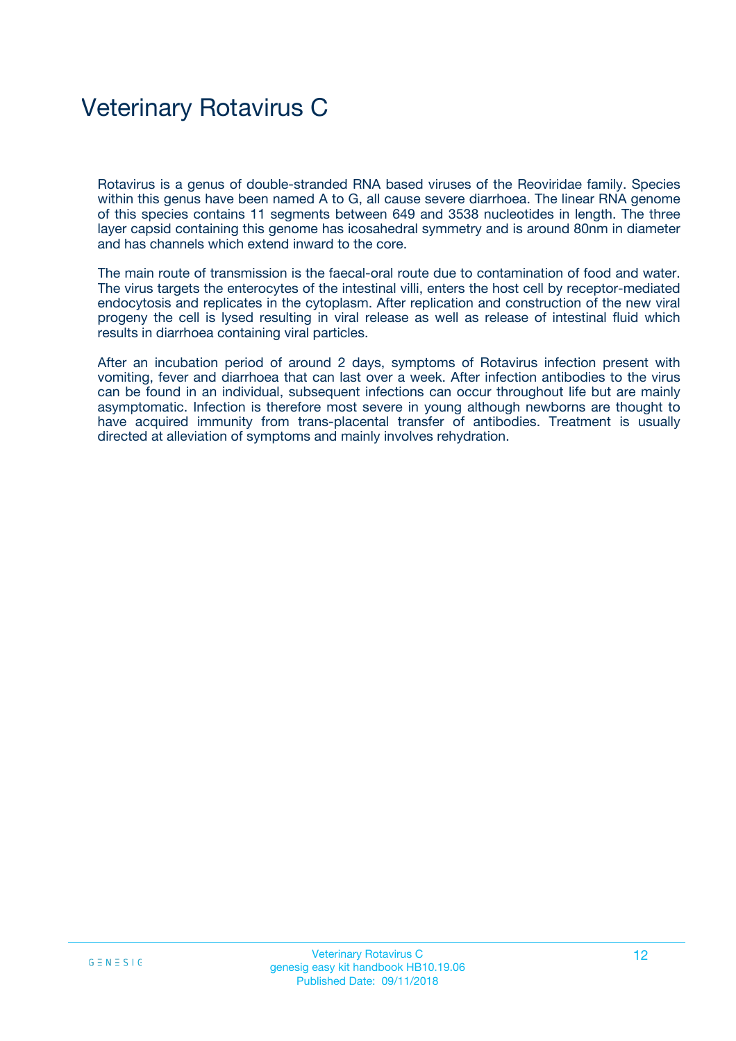# Veterinary Rotavirus C

Rotavirus is a genus of double-stranded RNA based viruses of the Reoviridae family. Species within this genus have been named A to G, all cause severe diarrhoea. The linear RNA genome of this species contains 11 segments between 649 and 3538 nucleotides in length. The three layer capsid containing this genome has icosahedral symmetry and is around 80nm in diameter and has channels which extend inward to the core.

The main route of transmission is the faecal-oral route due to contamination of food and water. The virus targets the enterocytes of the intestinal villi, enters the host cell by receptor-mediated endocytosis and replicates in the cytoplasm. After replication and construction of the new viral progeny the cell is lysed resulting in viral release as well as release of intestinal fluid which results in diarrhoea containing viral particles.

After an incubation period of around 2 days, symptoms of Rotavirus infection present with vomiting, fever and diarrhoea that can last over a week. After infection antibodies to the virus can be found in an individual, subsequent infections can occur throughout life but are mainly asymptomatic. Infection is therefore most severe in young although newborns are thought to have acquired immunity from trans-placental transfer of antibodies. Treatment is usually directed at alleviation of symptoms and mainly involves rehydration.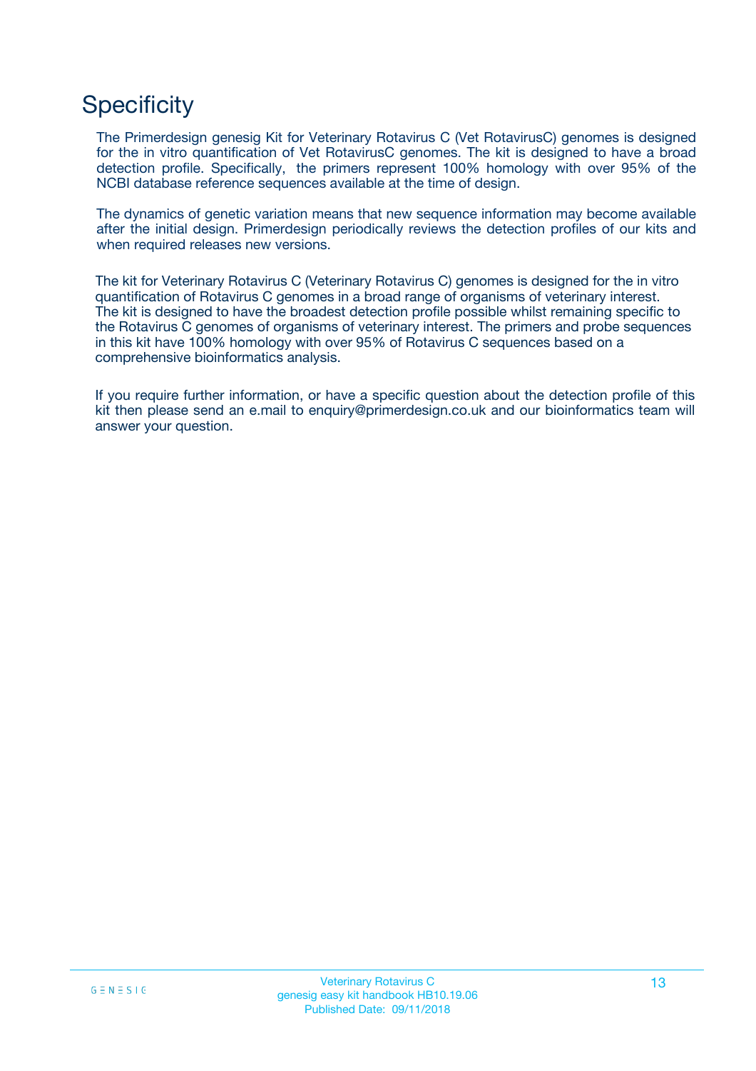# Specificity

The Primerdesign genesig Kit for Veterinary Rotavirus C (Vet RotavirusC) genomes is designed for the in vitro quantification of Vet RotavirusC genomes. The kit is designed to have a broad detection profile. Specifically, the primers represent 100% homology with over 95% of the NCBI database reference sequences available at the time of design.

The dynamics of genetic variation means that new sequence information may become available after the initial design. Primerdesign periodically reviews the detection profiles of our kits and when required releases new versions.

The kit for Veterinary Rotavirus C (Veterinary Rotavirus C) genomes is designed for the in vitro quantification of Rotavirus C genomes in a broad range of organisms of veterinary interest. The kit is designed to have the broadest detection profile possible whilst remaining specific to the Rotavirus C genomes of organisms of veterinary interest. The primers and probe sequences in this kit have 100% homology with over 95% of Rotavirus C sequences based on a comprehensive bioinformatics analysis.

If you require further information, or have a specific question about the detection profile of this kit then please send an e.mail to enquiry@primerdesign.co.uk and our bioinformatics team will answer your question.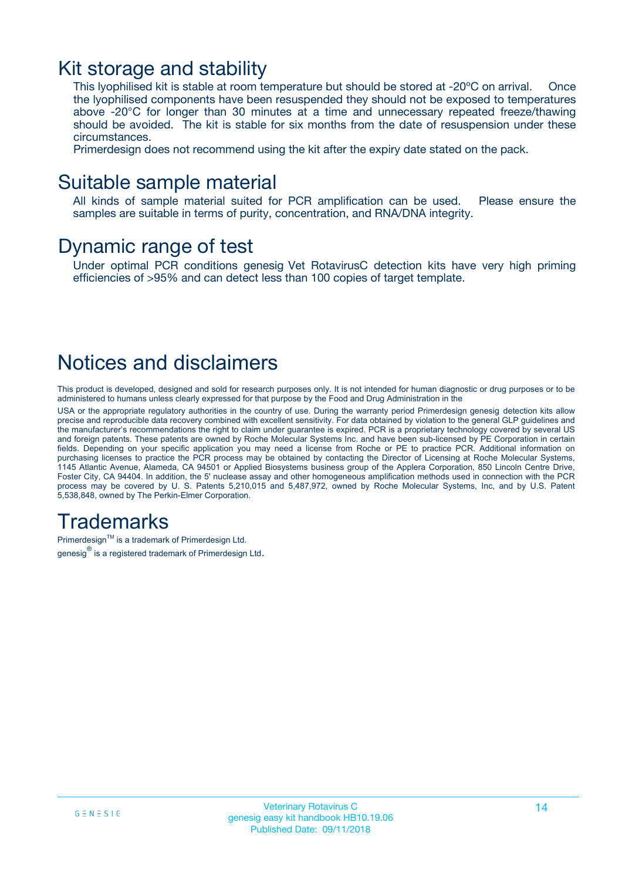## Kit storage and stability

This lyophilised kit is stable at room temperature but should be stored at -20ºC on arrival. Once the lyophilised components have been resuspended they should not be exposed to temperatures above -20°C for longer than 30 minutes at a time and unnecessary repeated freeze/thawing should be avoided. The kit is stable for six months from the date of resuspension under these circumstances.

Primerdesign does not recommend using the kit after the expiry date stated on the pack.

## Suitable sample material

All kinds of sample material suited for PCR amplification can be used. Please ensure the samples are suitable in terms of purity, concentration, and RNA/DNA integrity.

## Dynamic range of test

Under optimal PCR conditions genesig Vet RotavirusC detection kits have very high priming efficiencies of >95% and can detect less than 100 copies of target template.

## Notices and disclaimers

This product is developed, designed and sold for research purposes only. It is not intended for human diagnostic or drug purposes or to be administered to humans unless clearly expressed for that purpose by the Food and Drug Administration in the

USA or the appropriate regulatory authorities in the country of use. During the warranty period Primerdesign genesig detection kits allow precise and reproducible data recovery combined with excellent sensitivity. For data obtained by violation to the general GLP guidelines and the manufacturer's recommendations the right to claim under guarantee is expired. PCR is a proprietary technology covered by several US and foreign patents. These patents are owned by Roche Molecular Systems Inc. and have been sub-licensed by PE Corporation in certain fields. Depending on your specific application you may need a license from Roche or PE to practice PCR. Additional information on purchasing licenses to practice the PCR process may be obtained by contacting the Director of Licensing at Roche Molecular Systems, 1145 Atlantic Avenue, Alameda, CA 94501 or Applied Biosystems business group of the Applera Corporation, 850 Lincoln Centre Drive, Foster City, CA 94404. In addition, the 5' nuclease assay and other homogeneous amplification methods used in connection with the PCR process may be covered by U. S. Patents 5,210,015 and 5,487,972, owned by Roche Molecular Systems, Inc, and by U.S. Patent 5,538,848, owned by The Perkin-Elmer Corporation.

## Trademarks

Primerdesign™ is a trademark of Primerdesign Ltd.

genesig® is a registered trademark of Primerdesign Ltd.